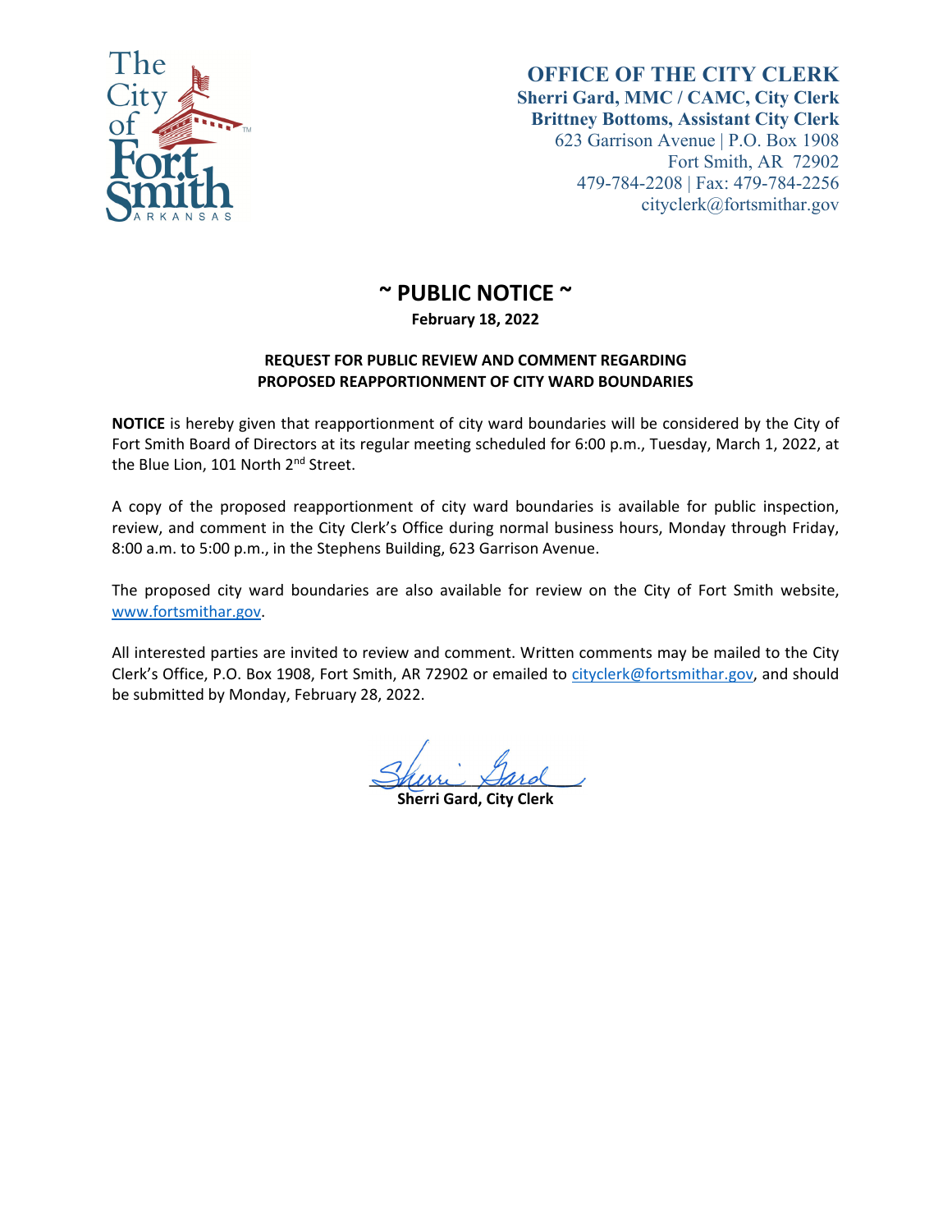The City of Fort Smith ARKANSAS

**OFFICE OF THE CITY CLERK**
**Sherri Gard, MMC / CAMC, City Clerk**
**Brittney Bottoms, Assistant City Clerk**
623 Garrison Avenue | P.O. Box 1908
Fort Smith, AR 72902
479-784-2208 | Fax: 479-784-2256
cityclerk@fortsmithar.gov

# ~ PUBLIC NOTICE ~

**February 18, 2022**

**REQUEST FOR PUBLIC REVIEW AND COMMENT REGARDING PROPOSED REAPPORTIONMENT OF CITY WARD BOUNDARIES**

**NOTICE** is hereby given that reapportionment of city ward boundaries will be considered by the City of Fort Smith Board of Directors at its regular meeting scheduled for 6:00 p.m., Tuesday, March 1, 2022, at the Blue Lion, 101 North 2nd Street.

A copy of the proposed reapportionment of city ward boundaries is available for public inspection, review, and comment in the City Clerk's Office during normal business hours, Monday through Friday, 8:00 a.m. to 5:00 p.m., in the Stephens Building, 623 Garrison Avenue.

The proposed city ward boundaries are also available for review on the City of Fort Smith website, www.fortsmithar.gov.

All interested parties are invited to review and comment. Written comments may be mailed to the City Clerk's Office, P.O. Box 1908, Fort Smith, AR 72902 or emailed to cityclerk@fortsmithar.gov, and should be submitted by Monday, February 28, 2022.

Sherri Gard

**Sherri Gard, City Clerk**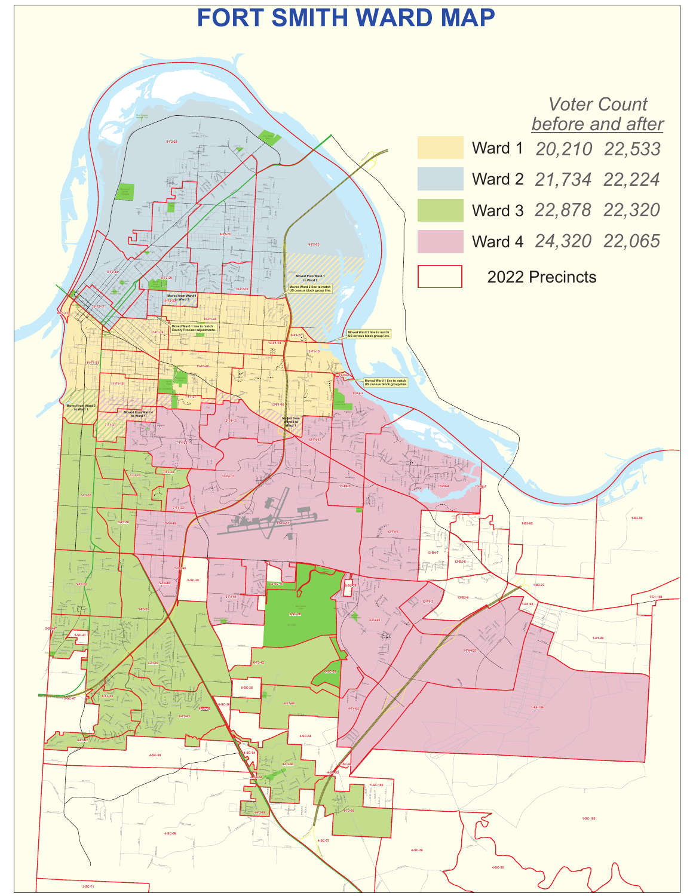# FORT SMITH WARD MAP

| | Voter Count before and after | |
|---|---|---|
| Ward 1 | 20,210 | 22,533 |
| Ward 2 | 21,734 | 22,224 |
| Ward 3 | 22,878 | 22,320 |
| Ward 4 | 24,320 | 22,065 |

2022 Precincts

Moved from Ward 1 to Ward 2

Moved Ward 2 line to match US census block group line.

Moved from Ward 1 to Ward 2

Moved Ward 1 line to match County Precinct adjustments.

Moved Ward 2 line to match US census block group line.

Moved Ward 1 line to match US census block group line.

Moved from Ward 3 to Ward 1

Moved from Ward 4 to Ward 1

Moved from Ward 4 to Ward 1